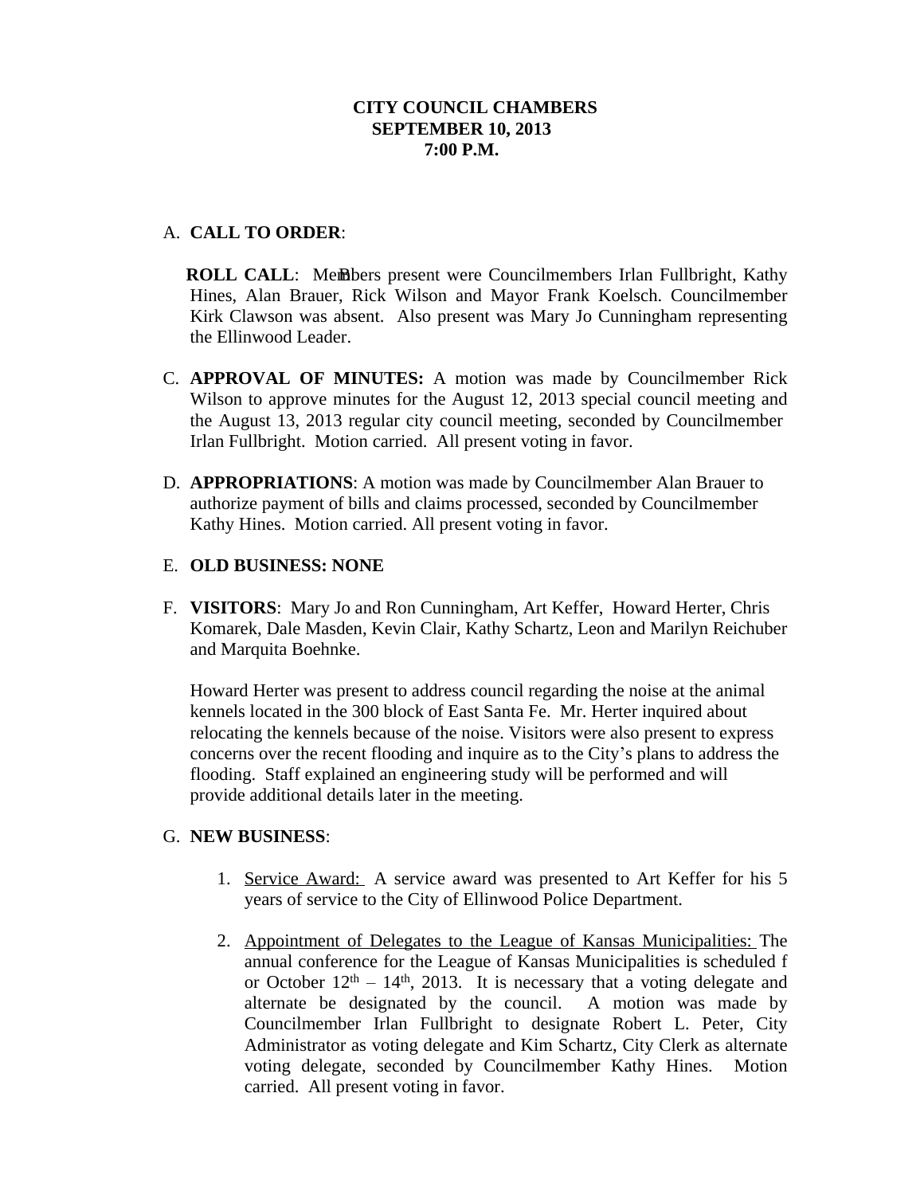**CITY COUNCIL CHAMBERS**
**SEPTEMBER 10, 2013**
**7:00 P.M.**

A. **CALL TO ORDER**:

**ROLL CALL**: Members present were Councilmembers Irlan Fullbright, Kathy Hines, Alan Brauer, Rick Wilson and Mayor Frank Koelsch. Councilmember Kirk Clawson was absent. Also present was Mary Jo Cunningham representing the Ellinwood Leader.

C. **APPROVAL OF MINUTES:** A motion was made by Councilmember Rick Wilson to approve minutes for the August 12, 2013 special council meeting and the August 13, 2013 regular city council meeting, seconded by Councilmember Irlan Fullbright. Motion carried. All present voting in favor.

D. **APPROPRIATIONS**: A motion was made by Councilmember Alan Brauer to authorize payment of bills and claims processed, seconded by Councilmember Kathy Hines. Motion carried. All present voting in favor.

E. **OLD BUSINESS: NONE**

F. **VISITORS**: Mary Jo and Ron Cunningham, Art Keffer, Howard Herter, Chris Komarek, Dale Masden, Kevin Clair, Kathy Schartz, Leon and Marilyn Reichuber and Marquita Boehnke.

Howard Herter was present to address council regarding the noise at the animal kennels located in the 300 block of East Santa Fe. Mr. Herter inquired about relocating the kennels because of the noise. Visitors were also present to express concerns over the recent flooding and inquire as to the City's plans to address the flooding. Staff explained an engineering study will be performed and will provide additional details later in the meeting.

G. **NEW BUSINESS**:

1. Service Award: A service award was presented to Art Keffer for his 5 years of service to the City of Ellinwood Police Department.

2. Appointment of Delegates to the League of Kansas Municipalities: The annual conference for the League of Kansas Municipalities is scheduled for October 12th – 14th, 2013. It is necessary that a voting delegate and alternate be designated by the council. A motion was made by Councilmember Irlan Fullbright to designate Robert L. Peter, City Administrator as voting delegate and Kim Schartz, City Clerk as alternate voting delegate, seconded by Councilmember Kathy Hines. Motion carried. All present voting in favor.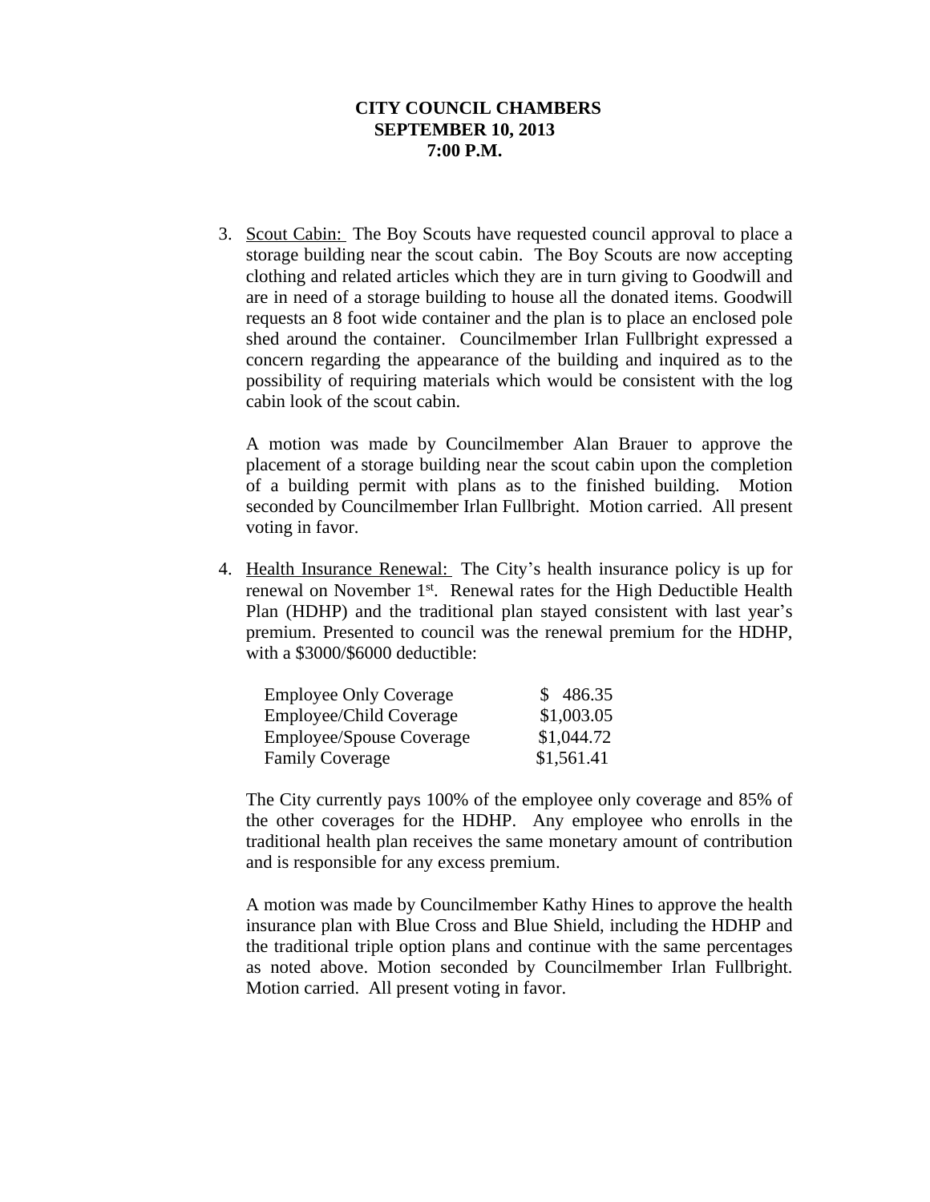**CITY COUNCIL CHAMBERS**
**SEPTEMBER 10, 2013**
**7:00 P.M.**

3. Scout Cabin: The Boy Scouts have requested council approval to place a storage building near the scout cabin. The Boy Scouts are now accepting clothing and related articles which they are in turn giving to Goodwill and are in need of a storage building to house all the donated items. Goodwill requests an 8 foot wide container and the plan is to place an enclosed pole shed around the container. Councilmember Irlan Fullbright expressed a concern regarding the appearance of the building and inquired as to the possibility of requiring materials which would be consistent with the log cabin look of the scout cabin.

   A motion was made by Councilmember Alan Brauer to approve the placement of a storage building near the scout cabin upon the completion of a building permit with plans as to the finished building. Motion seconded by Councilmember Irlan Fullbright. Motion carried. All present voting in favor.

4. Health Insurance Renewal: The City's health insurance policy is up for renewal on November 1st. Renewal rates for the High Deductible Health Plan (HDHP) and the traditional plan stayed consistent with last year's premium. Presented to council was the renewal premium for the HDHP, with a $3000/$6000 deductible:

   | Coverage | Premium |
   |---|---|
   | Employee Only Coverage | $ 486.35 |
   | Employee/Child Coverage | $1,003.05 |
   | Employee/Spouse Coverage | $1,044.72 |
   | Family Coverage | $1,561.41 |

   The City currently pays 100% of the employee only coverage and 85% of the other coverages for the HDHP. Any employee who enrolls in the traditional health plan receives the same monetary amount of contribution and is responsible for any excess premium.

   A motion was made by Councilmember Kathy Hines to approve the health insurance plan with Blue Cross and Blue Shield, including the HDHP and the traditional triple option plans and continue with the same percentages as noted above. Motion seconded by Councilmember Irlan Fullbright. Motion carried. All present voting in favor.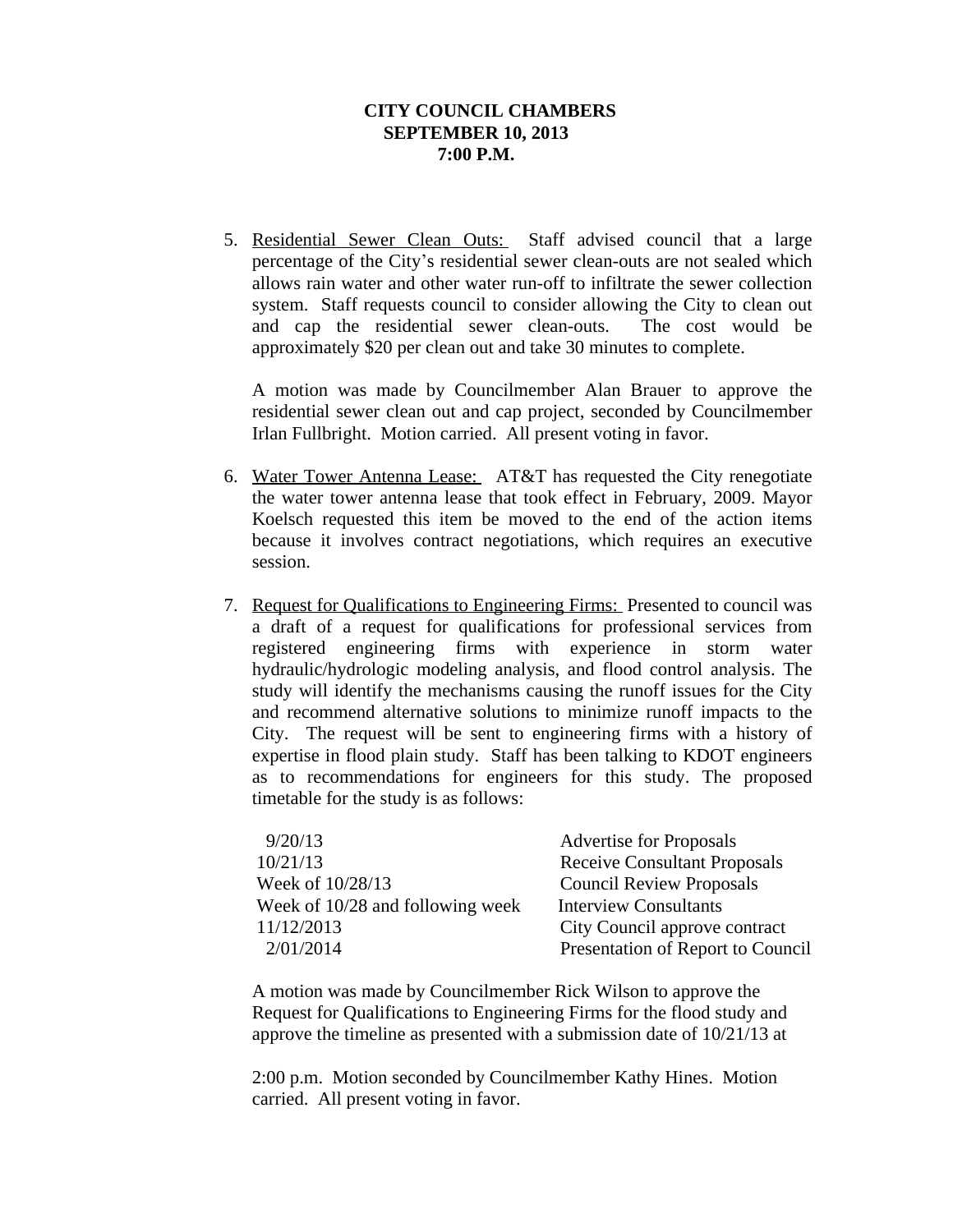**CITY COUNCIL CHAMBERS**
**SEPTEMBER 10, 2013**
**7:00 P.M.**

5. Residential Sewer Clean Outs: Staff advised council that a large percentage of the City's residential sewer clean-outs are not sealed which allows rain water and other water run-off to infiltrate the sewer collection system. Staff requests council to consider allowing the City to clean out and cap the residential sewer clean-outs. The cost would be approximately $20 per clean out and take 30 minutes to complete.

   A motion was made by Councilmember Alan Brauer to approve the residential sewer clean out and cap project, seconded by Councilmember Irlan Fullbright. Motion carried. All present voting in favor.

6. Water Tower Antenna Lease: AT&T has requested the City renegotiate the water tower antenna lease that took effect in February, 2009. Mayor Koelsch requested this item be moved to the end of the action items because it involves contract negotiations, which requires an executive session.

7. Request for Qualifications to Engineering Firms: Presented to council was a draft of a request for qualifications for professional services from registered engineering firms with experience in storm water hydraulic/hydrologic modeling analysis, and flood control analysis. The study will identify the mechanisms causing the runoff issues for the City and recommend alternative solutions to minimize runoff impacts to the City. The request will be sent to engineering firms with a history of expertise in flood plain study. Staff has been talking to KDOT engineers as to recommendations for engineers for this study. The proposed timetable for the study is as follows:

   | | |
   |---|---|
   | 9/20/13 | Advertise for Proposals |
   | 10/21/13 | Receive Consultant Proposals |
   | Week of 10/28/13 | Council Review Proposals |
   | Week of 10/28 and following week | Interview Consultants |
   | 11/12/2013 | City Council approve contract |
   | 2/01/2014 | Presentation of Report to Council |

   A motion was made by Councilmember Rick Wilson to approve the Request for Qualifications to Engineering Firms for the flood study and approve the timeline as presented with a submission date of 10/21/13 at 2:00 p.m. Motion seconded by Councilmember Kathy Hines. Motion carried. All present voting in favor.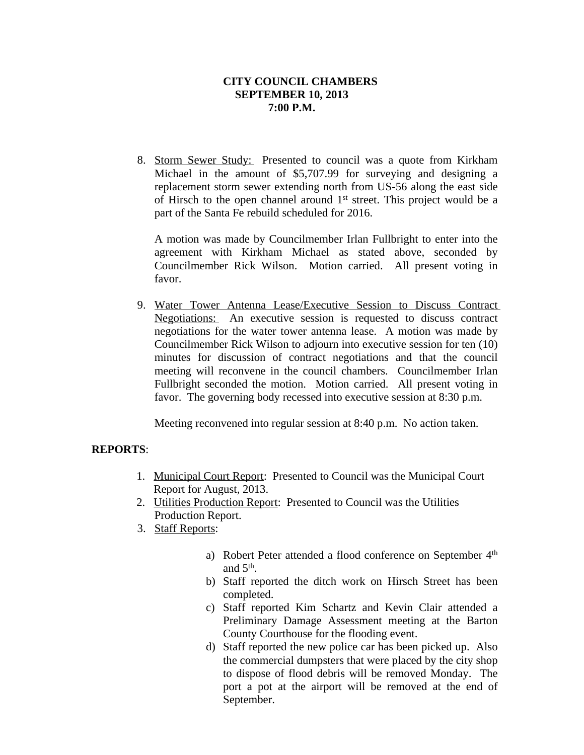**CITY COUNCIL CHAMBERS**
**SEPTEMBER 10, 2013**
**7:00 P.M.**

8. Storm Sewer Study: Presented to council was a quote from Kirkham Michael in the amount of $5,707.99 for surveying and designing a replacement storm sewer extending north from US-56 along the east side of Hirsch to the open channel around 1st street. This project would be a part of the Santa Fe rebuild scheduled for 2016.

   A motion was made by Councilmember Irlan Fullbright to enter into the agreement with Kirkham Michael as stated above, seconded by Councilmember Rick Wilson. Motion carried. All present voting in favor.

9. Water Tower Antenna Lease/Executive Session to Discuss Contract Negotiations: An executive session is requested to discuss contract negotiations for the water tower antenna lease. A motion was made by Councilmember Rick Wilson to adjourn into executive session for ten (10) minutes for discussion of contract negotiations and that the council meeting will reconvene in the council chambers. Councilmember Irlan Fullbright seconded the motion. Motion carried. All present voting in favor. The governing body recessed into executive session at 8:30 p.m.

   Meeting reconvened into regular session at 8:40 p.m. No action taken.

**REPORTS**:

1. Municipal Court Report: Presented to Council was the Municipal Court Report for August, 2013.
2. Utilities Production Report: Presented to Council was the Utilities Production Report.
3. Staff Reports:

   a) Robert Peter attended a flood conference on September 4th and 5th.
   b) Staff reported the ditch work on Hirsch Street has been completed.
   c) Staff reported Kim Schartz and Kevin Clair attended a Preliminary Damage Assessment meeting at the Barton County Courthouse for the flooding event.
   d) Staff reported the new police car has been picked up. Also the commercial dumpsters that were placed by the city shop to dispose of flood debris will be removed Monday. The port a pot at the airport will be removed at the end of September.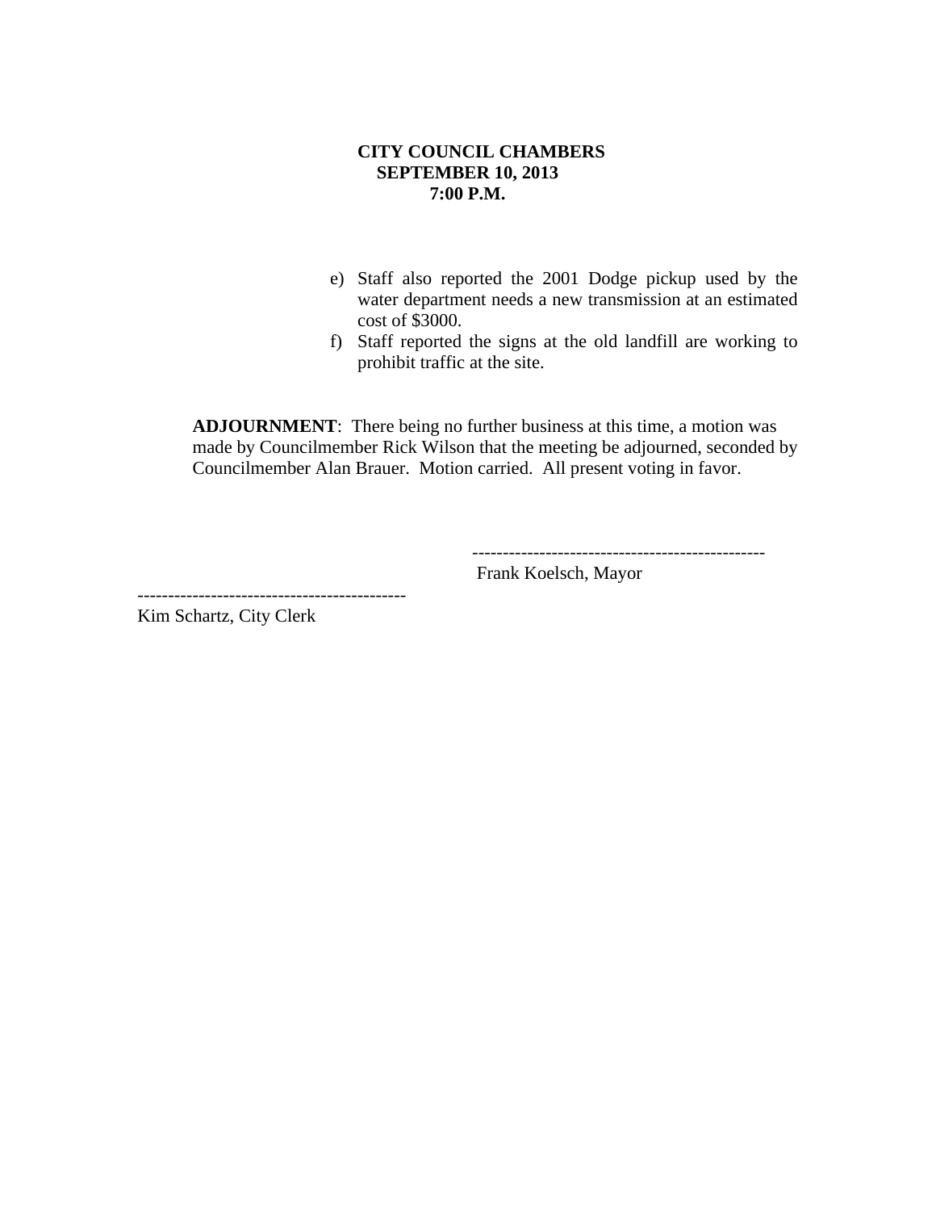**CITY COUNCIL CHAMBERS**
**SEPTEMBER 10, 2013**
**7:00 P.M.**

e) Staff also reported the 2001 Dodge pickup used by the water department needs a new transmission at an estimated cost of $3000.
f) Staff reported the signs at the old landfill are working to prohibit traffic at the site.

**ADJOURNMENT**: There being no further business at this time, a motion was made by Councilmember Rick Wilson that the meeting be adjourned, seconded by Councilmember Alan Brauer. Motion carried. All present voting in favor.

------------------------------------------------
Frank Koelsch, Mayor

--------------------------------------------
Kim Schartz, City Clerk